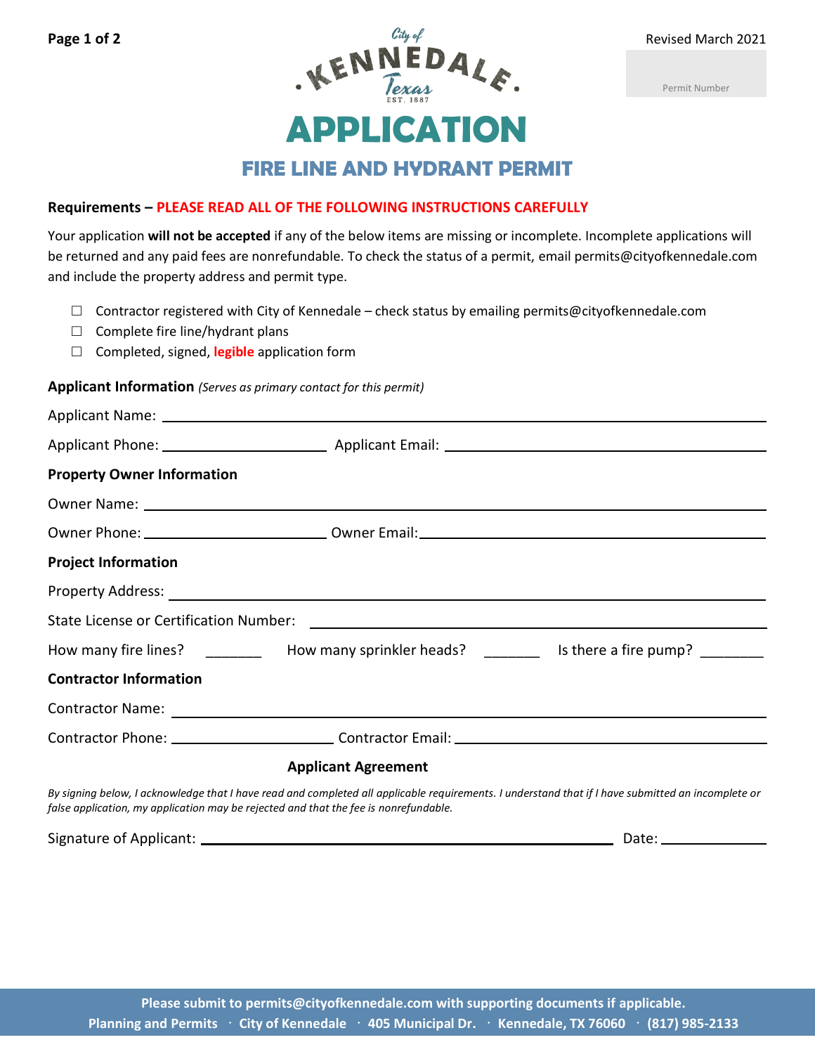Revised March 2021

Permit Number

City of KENNEDALE Texas EST. 1887

# APPLICATION

## FIRE LINE AND HYDRANT PERMIT

**Requirements – PLEASE READ ALL OF THE FOLLOWING INSTRUCTIONS CAREFULLY**

Your application **will not be accepted** if any of the below items are missing or incomplete. Incomplete applications will be returned and any paid fees are nonrefundable. To check the status of a permit, email permits@cityofkennedale.com and include the property address and permit type.

- ☐ Contractor registered with City of Kennedale – check status by emailing permits@cityofkennedale.com
- ☐ Complete fire line/hydrant plans
- ☐ Completed, signed, **legible** application form

**Applicant Information** *(Serves as primary contact for this permit)*

Applicant Name: ______________________________

Applicant Phone: ____________________ Applicant Email: ____________________

**Property Owner Information**

Owner Name: ______________________________

Owner Phone: ____________________ Owner Email: ____________________

**Project Information**

Property Address: ______________________________

State License or Certification Number: ______________________________

How many fire lines? _______ How many sprinkler heads? _______ Is there a fire pump? ________

**Contractor Information**

Contractor Name: ______________________________

Contractor Phone: ____________________ Contractor Email: ____________________

**Applicant Agreement**

*By signing below, I acknowledge that I have read and completed all applicable requirements. I understand that if I have submitted an incomplete or false application, my application may be rejected and that the fee is nonrefundable.*

Signature of Applicant: ______________________________ Date: ____________

**Please submit to permits@cityofkennedale.com with supporting documents if applicable.**

**Planning and Permits · City of Kennedale · 405 Municipal Dr. · Kennedale, TX 76060 · (817) 985-2133**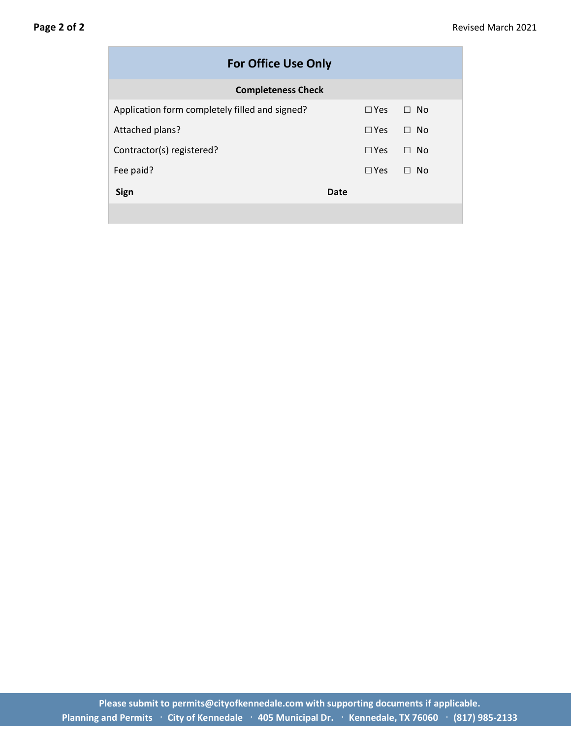## For Office Use Only

| Completeness Check | | |
|---|---|---|
| Application form completely filled and signed? | ☐ Yes | ☐ No |
| Attached plans? | ☐ Yes | ☐ No |
| Contractor(s) registered? | ☐ Yes | ☐ No |
| Fee paid? | ☐ Yes | ☐ No |
| **Sign** | **Date** | |

**Please submit to permits@cityofkennedale.com with supporting documents if applicable.**

**Planning and Permits · City of Kennedale · 405 Municipal Dr. · Kennedale, TX 76060 · (817) 985-2133**